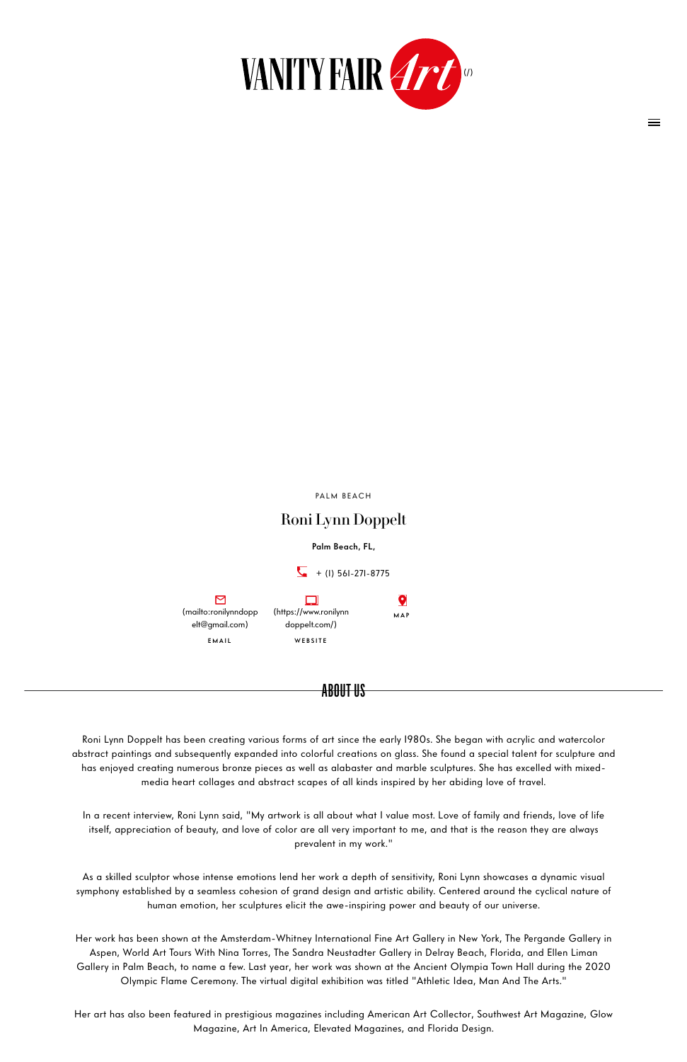VANITY FAIR Art (/)

PALM BEACH

# Roni Lynn Doppelt

**Palm Beach, FL,**

+ (1) 561-271-8775

(mailto:ronilynndoppelt@gmail.com)
EMAIL

(https://www.ronilynndoppelt.com/)
WEBSITE

MAP

## ABOUT US

Roni Lynn Doppelt has been creating various forms of art since the early 1980s. She began with acrylic and watercolor abstract paintings and subsequently expanded into colorful creations on glass. She found a special talent for sculpture and has enjoyed creating numerous bronze pieces as well as alabaster and marble sculptures. She has excelled with mixed-media heart collages and abstract scapes of all kinds inspired by her abiding love of travel.

In a recent interview, Roni Lynn said, "My artwork is all about what I value most. Love of family and friends, love of life itself, appreciation of beauty, and love of color are all very important to me, and that is the reason they are always prevalent in my work."

As a skilled sculptor whose intense emotions lend her work a depth of sensitivity, Roni Lynn showcases a dynamic visual symphony established by a seamless cohesion of grand design and artistic ability. Centered around the cyclical nature of human emotion, her sculptures elicit the awe-inspiring power and beauty of our universe.

Her work has been shown at the Amsterdam-Whitney International Fine Art Gallery in New York, The Pergande Gallery in Aspen, World Art Tours With Nina Torres, The Sandra Neustadter Gallery in Delray Beach, Florida, and Ellen Liman Gallery in Palm Beach, to name a few. Last year, her work was shown at the Ancient Olympia Town Hall during the 2020 Olympic Flame Ceremony. The virtual digital exhibition was titled "Athletic Idea, Man And The Arts."

Her art has also been featured in prestigious magazines including American Art Collector, Southwest Art Magazine, Glow Magazine, Art In America, Elevated Magazines, and Florida Design.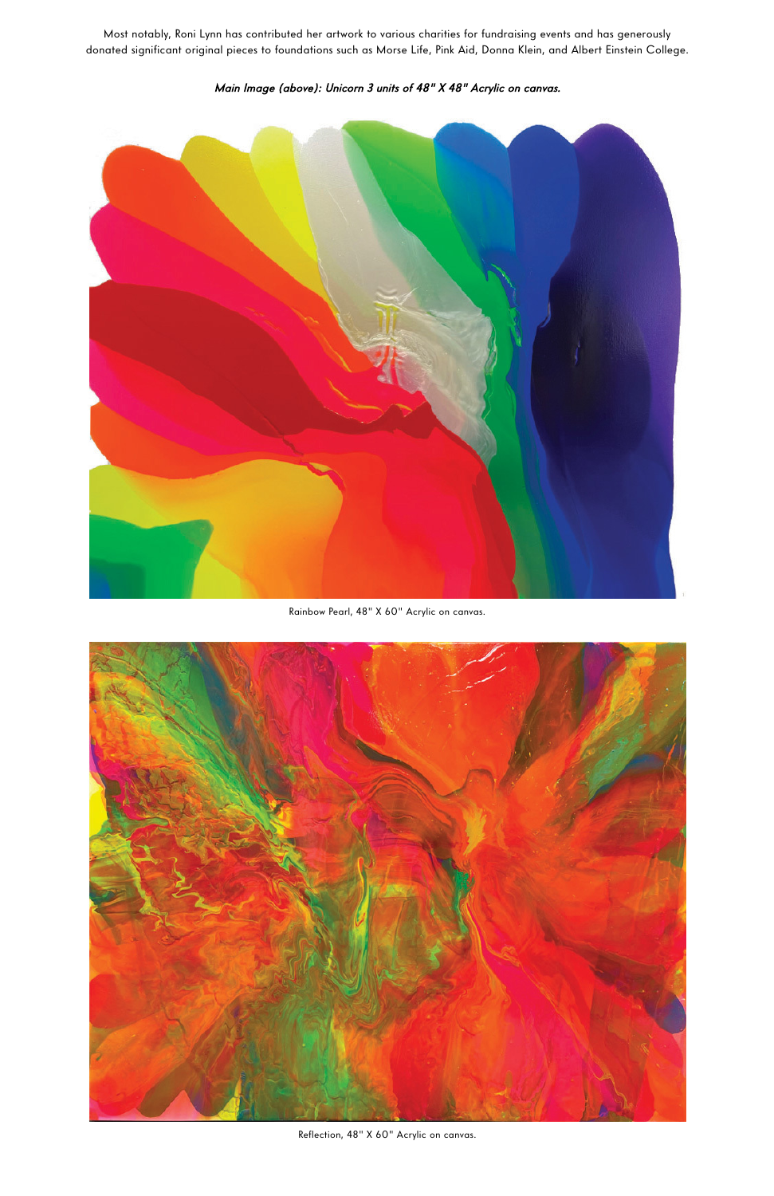Most notably, Roni Lynn has contributed her artwork to various charities for fundraising events and has generously donated significant original pieces to foundations such as Morse Life, Pink Aid, Donna Klein, and Albert Einstein College.

***Main Image (above): Unicorn 3 units of 48" X 48" Acrylic on canvas.***

Rainbow Pearl, 48" X 60" Acrylic on canvas.

Reflection, 48" X 60" Acrylic on canvas.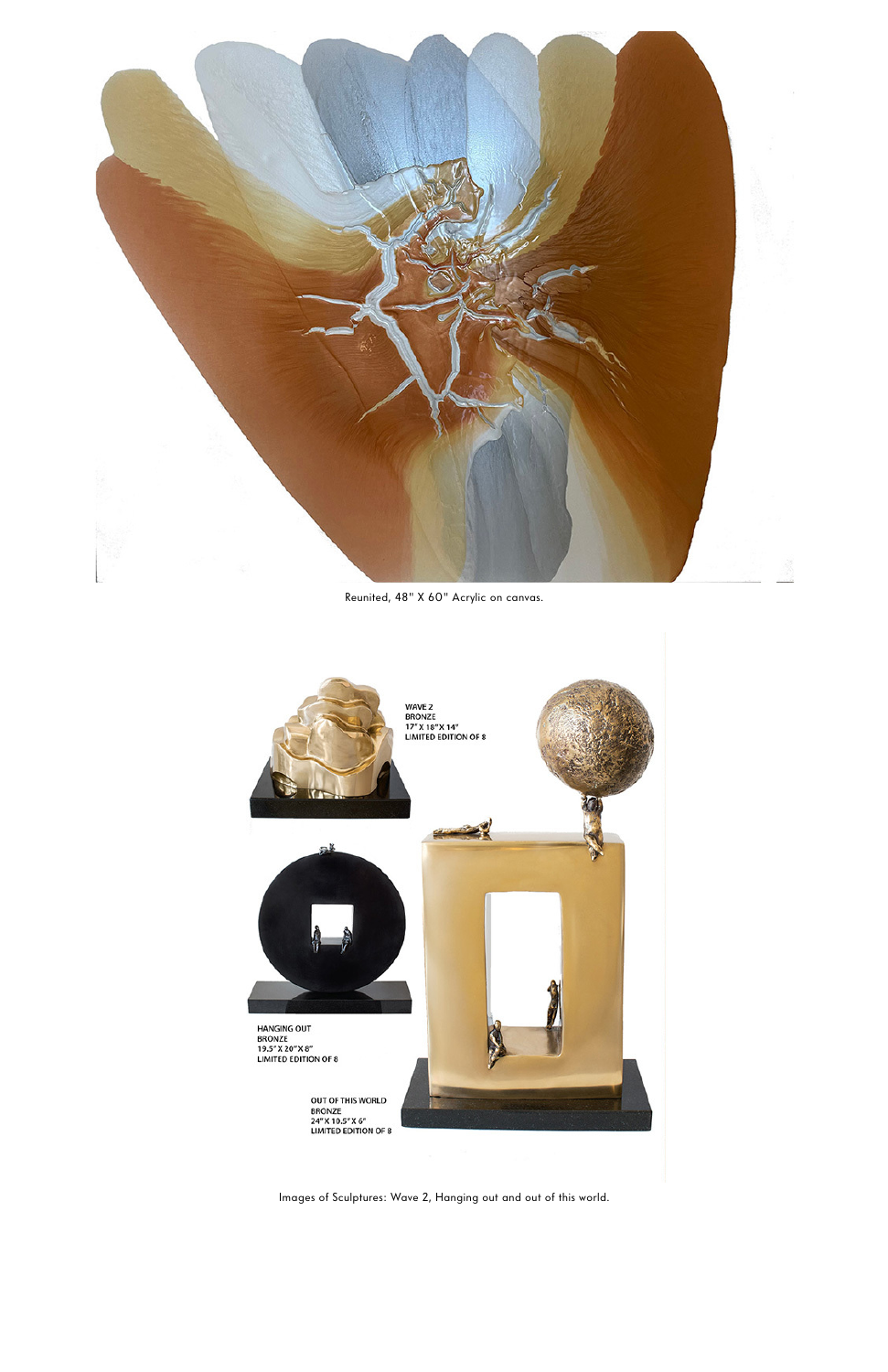Reunited, 48" X 60" Acrylic on canvas.

WAVE 2
BRONZE
17" X 18" X 14"
LIMITED EDITION OF 8

HANGING OUT
BRONZE
19.5" X 20" X 8"
LIMITED EDITION OF 8

OUT OF THIS WORLD
BRONZE
24" X 10.5" X 6"
LIMITED EDITION OF 8

Images of Sculptures: Wave 2, Hanging out and out of this world.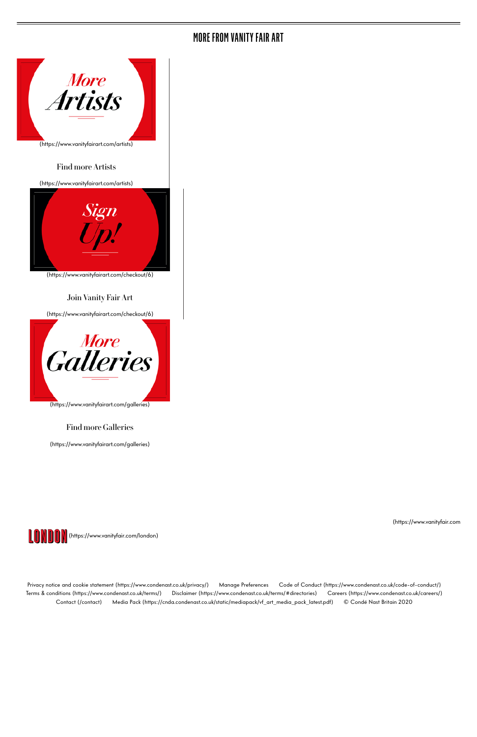## MORE FROM VANITY FAIR ART

More Artists

(https://www.vanityfairart.com/artists)

Find more Artists

(https://www.vanityfairart.com/artists)

Sign Up!

(https://www.vanityfairart.com/checkout/6)

Join Vanity Fair Art

(https://www.vanityfairart.com/checkout/6)

More Galleries

(https://www.vanityfairart.com/galleries)

Find more Galleries

(https://www.vanityfairart.com/galleries)

(https://www.vanityfair.com

LONDON (https://www.vanityfair.com/london)

Privacy notice and cookie statement (https://www.condenast.co.uk/privacy/)   Manage Preferences   Code of Conduct (https://www.condenast.co.uk/code-of-conduct/)
Terms & conditions (https://www.condenast.co.uk/terms/)   Disclaimer (https://www.condenast.co.uk/terms/#directories)   Careers (https://www.condenast.co.uk/careers/)
Contact (/contact)   Media Pack (https://cnda.condenast.co.uk/static/mediapack/vf_art_media_pack_latest.pdf)   © Condé Nast Britain 2020